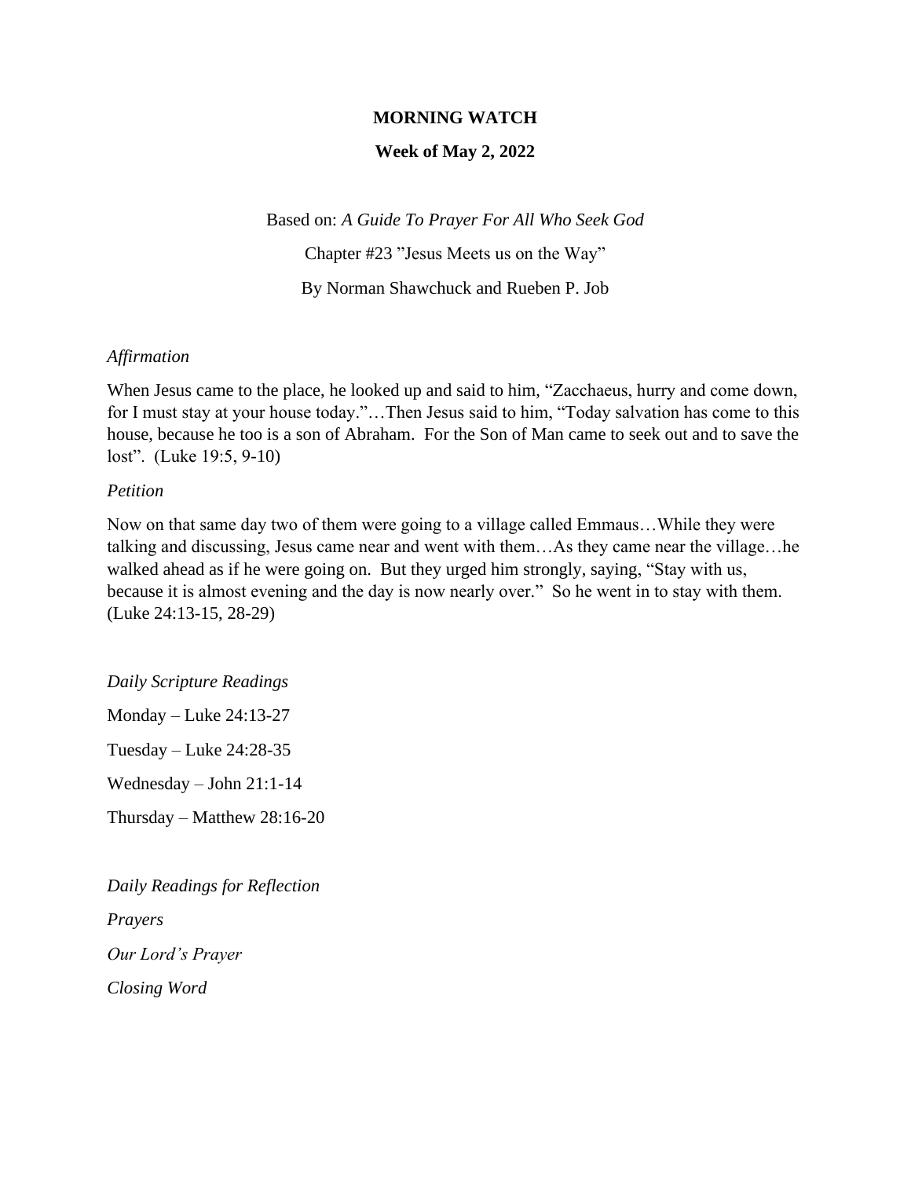**MORNING WATCH**

**Week of May 2, 2022**

Based on: *A Guide To Prayer For All Who Seek God*

Chapter #23 "Jesus Meets us on the Way"

By Norman Shawchuck and Rueben P. Job

*Affirmation*

When Jesus came to the place, he looked up and said to him, "Zacchaeus, hurry and come down, for I must stay at your house today."…Then Jesus said to him, "Today salvation has come to this house, because he too is a son of Abraham. For the Son of Man came to seek out and to save the lost". (Luke 19:5, 9-10)

*Petition*

Now on that same day two of them were going to a village called Emmaus…While they were talking and discussing, Jesus came near and went with them…As they came near the village…he walked ahead as if he were going on. But they urged him strongly, saying, "Stay with us, because it is almost evening and the day is now nearly over." So he went in to stay with them. (Luke 24:13-15, 28-29)

*Daily Scripture Readings*

Monday – Luke 24:13-27

Tuesday – Luke 24:28-35

Wednesday – John 21:1-14

Thursday – Matthew 28:16-20

*Daily Readings for Reflection*

*Prayers*

*Our Lord's Prayer*

*Closing Word*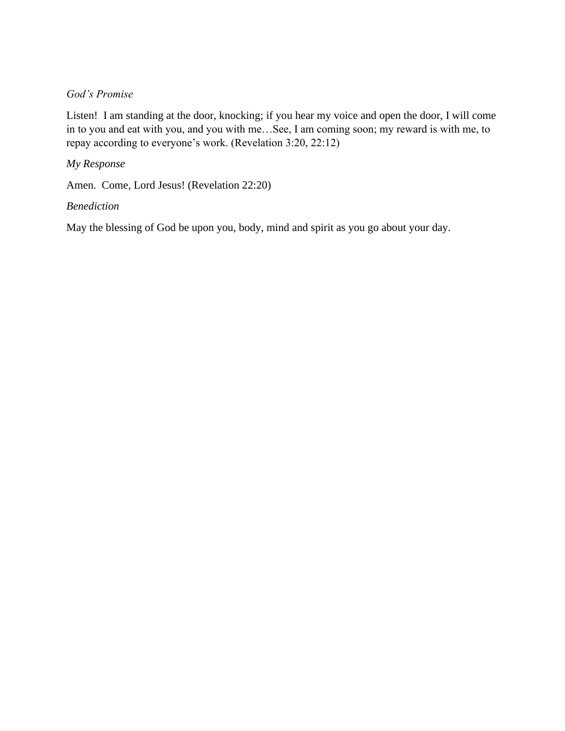*God's Promise*

Listen! I am standing at the door, knocking; if you hear my voice and open the door, I will come in to you and eat with you, and you with me…See, I am coming soon; my reward is with me, to repay according to everyone's work. (Revelation 3:20, 22:12)

*My Response*

Amen. Come, Lord Jesus! (Revelation 22:20)

*Benediction*

May the blessing of God be upon you, body, mind and spirit as you go about your day.